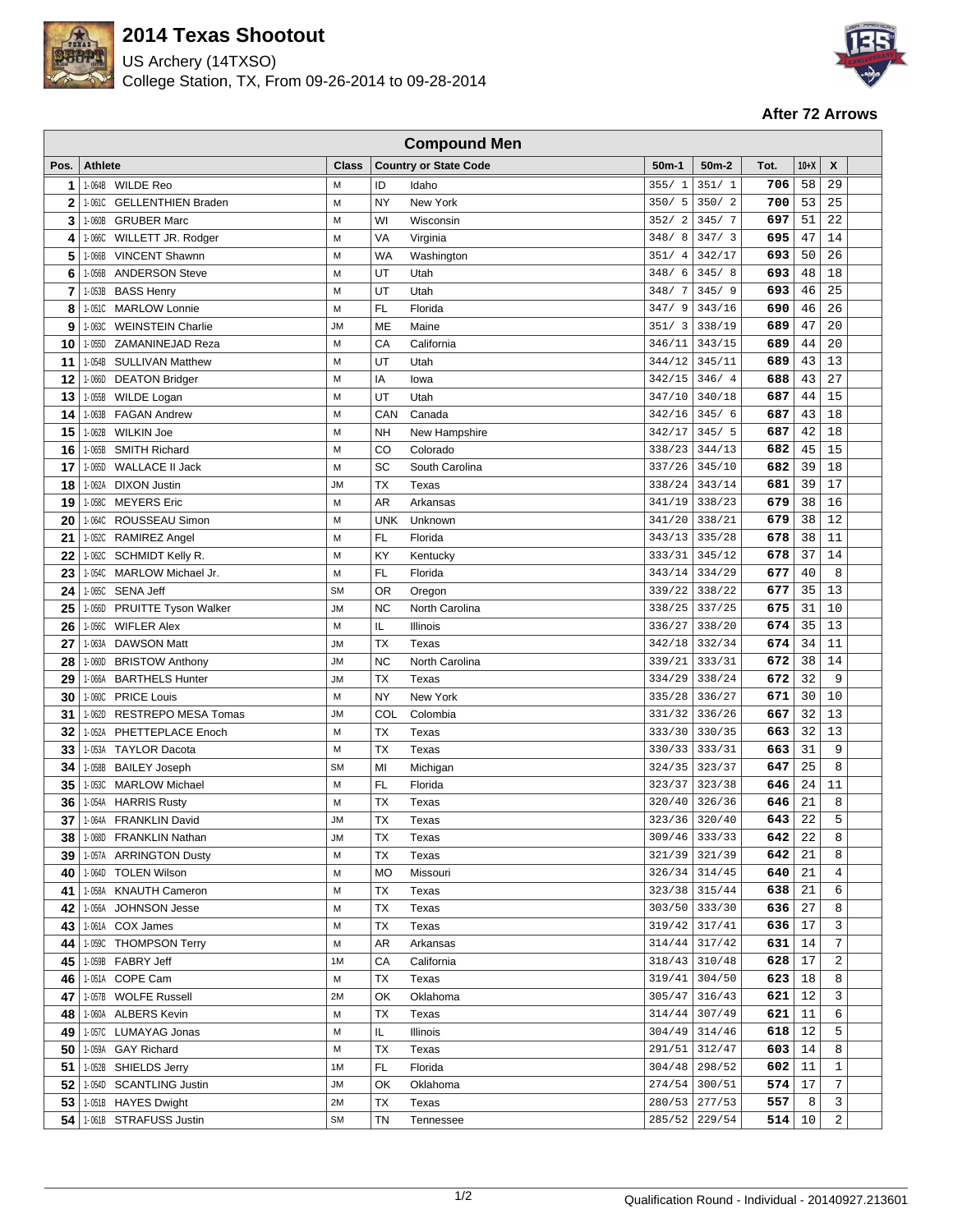# 2014 Texas Shootout

US Archery (14TXSO)
College Station, TX, From 09-26-2014 to 09-28-2014

**After 72 Arrows**

## Compound Men

| Pos. | Athlete | Class | Country or State Code | | 50m-1 | 50m-2 | Tot. | 10+X | X |
|---|---|---|---|---|---|---|---|---|---|
| 1 | 1-064B WILDE Reo | M | ID | Idaho | 355/ 1 | 351/ 1 | 706 | 58 | 29 |
| 2 | 1-061C GELLENTHIEN Braden | M | NY | New York | 350/ 5 | 350/ 2 | 700 | 53 | 25 |
| 3 | 1-060B GRUBER Marc | M | WI | Wisconsin | 352/ 2 | 345/ 7 | 697 | 51 | 22 |
| 4 | 1-066C WILLETT JR. Rodger | M | VA | Virginia | 348/ 8 | 347/ 3 | 695 | 47 | 14 |
| 5 | 1-066B VINCENT Shawnn | M | WA | Washington | 351/ 4 | 342/17 | 693 | 50 | 26 |
| 6 | 1-056B ANDERSON Steve | M | UT | Utah | 348/ 6 | 345/ 8 | 693 | 48 | 18 |
| 7 | 1-053B BASS Henry | M | UT | Utah | 348/ 7 | 345/ 9 | 693 | 46 | 25 |
| 8 | 1-051C MARLOW Lonnie | M | FL | Florida | 347/ 9 | 343/16 | 690 | 46 | 26 |
| 9 | 1-063C WEINSTEIN Charlie | JM | ME | Maine | 351/ 3 | 338/19 | 689 | 47 | 20 |
| 10 | 1-055D ZAMANINEJAD Reza | M | CA | California | 346/11 | 343/15 | 689 | 44 | 20 |
| 11 | 1-054B SULLIVAN Matthew | M | UT | Utah | 344/12 | 345/11 | 689 | 43 | 13 |
| 12 | 1-066D DEATON Bridger | M | IA | Iowa | 342/15 | 346/ 4 | 688 | 43 | 27 |
| 13 | 1-055B WILDE Logan | M | UT | Utah | 347/10 | 340/18 | 687 | 44 | 15 |
| 14 | 1-063B FAGAN Andrew | M | CAN | Canada | 342/16 | 345/ 6 | 687 | 43 | 18 |
| 15 | 1-062B WILKIN Joe | M | NH | New Hampshire | 342/17 | 345/ 5 | 687 | 42 | 18 |
| 16 | 1-065B SMITH Richard | M | CO | Colorado | 338/23 | 344/13 | 682 | 45 | 15 |
| 17 | 1-065D WALLACE II Jack | M | SC | South Carolina | 337/26 | 345/10 | 682 | 39 | 18 |
| 18 | 1-062A DIXON Justin | JM | TX | Texas | 338/24 | 343/14 | 681 | 39 | 17 |
| 19 | 1-058C MEYERS Eric | M | AR | Arkansas | 341/19 | 338/23 | 679 | 38 | 16 |
| 20 | 1-064C ROUSSEAU Simon | M | UNK | Unknown | 341/20 | 338/21 | 679 | 38 | 12 |
| 21 | 1-052C RAMIREZ Angel | M | FL | Florida | 343/13 | 335/28 | 678 | 38 | 11 |
| 22 | 1-062C SCHMIDT Kelly R. | M | KY | Kentucky | 333/31 | 345/12 | 678 | 37 | 14 |
| 23 | 1-054C MARLOW Michael Jr. | M | FL | Florida | 343/14 | 334/29 | 677 | 40 | 8 |
| 24 | 1-065C SENA Jeff | SM | OR | Oregon | 339/22 | 338/22 | 677 | 35 | 13 |
| 25 | 1-056D PRUITTE Tyson Walker | JM | NC | North Carolina | 338/25 | 337/25 | 675 | 31 | 10 |
| 26 | 1-056C WIFLER Alex | M | IL | Illinois | 336/27 | 338/20 | 674 | 35 | 13 |
| 27 | 1-063A DAWSON Matt | JM | TX | Texas | 342/18 | 332/34 | 674 | 34 | 11 |
| 28 | 1-060D BRISTOW Anthony | JM | NC | North Carolina | 339/21 | 333/31 | 672 | 38 | 14 |
| 29 | 1-066A BARTHELS Hunter | JM | TX | Texas | 334/29 | 338/24 | 672 | 32 | 9 |
| 30 | 1-060C PRICE Louis | M | NY | New York | 335/28 | 336/27 | 671 | 30 | 10 |
| 31 | 1-062D RESTREPO MESA Tomas | JM | COL | Colombia | 331/32 | 336/26 | 667 | 32 | 13 |
| 32 | 1-052A PHETTEPLACE Enoch | M | TX | Texas | 333/30 | 330/35 | 663 | 32 | 13 |
| 33 | 1-053A TAYLOR Dacota | M | TX | Texas | 330/33 | 333/31 | 663 | 31 | 9 |
| 34 | 1-058B BAILEY Joseph | SM | MI | Michigan | 324/35 | 323/37 | 647 | 25 | 8 |
| 35 | 1-053C MARLOW Michael | M | FL | Florida | 323/37 | 323/38 | 646 | 24 | 11 |
| 36 | 1-054A HARRIS Rusty | M | TX | Texas | 320/40 | 326/36 | 646 | 21 | 8 |
| 37 | 1-064A FRANKLIN David | JM | TX | Texas | 323/36 | 320/40 | 643 | 22 | 5 |
| 38 | 1-068D FRANKLIN Nathan | JM | TX | Texas | 309/46 | 333/33 | 642 | 22 | 8 |
| 39 | 1-057A ARRINGTON Dusty | M | TX | Texas | 321/39 | 321/39 | 642 | 21 | 8 |
| 40 | 1-064D TOLEN Wilson | M | MO | Missouri | 326/34 | 314/45 | 640 | 21 | 4 |
| 41 | 1-058A KNAUTH Cameron | M | TX | Texas | 323/38 | 315/44 | 638 | 21 | 6 |
| 42 | 1-056A JOHNSON Jesse | M | TX | Texas | 303/50 | 333/30 | 636 | 27 | 8 |
| 43 | 1-061A COX James | M | TX | Texas | 319/42 | 317/41 | 636 | 17 | 3 |
| 44 | 1-059C THOMPSON Terry | M | AR | Arkansas | 314/44 | 317/42 | 631 | 14 | 7 |
| 45 | 1-059B FABRY Jeff | 1M | CA | California | 318/43 | 310/48 | 628 | 17 | 2 |
| 46 | 1-051A COPE Cam | M | TX | Texas | 319/41 | 304/50 | 623 | 18 | 8 |
| 47 | 1-057B WOLFE Russell | 2M | OK | Oklahoma | 305/47 | 316/43 | 621 | 12 | 3 |
| 48 | 1-060A ALBERS Kevin | M | TX | Texas | 314/44 | 307/49 | 621 | 11 | 6 |
| 49 | 1-057C LUMAYAG Jonas | M | IL | Illinois | 304/49 | 314/46 | 618 | 12 | 5 |
| 50 | 1-059A GAY Richard | M | TX | Texas | 291/51 | 312/47 | 603 | 14 | 8 |
| 51 | 1-052B SHIELDS Jerry | 1M | FL | Florida | 304/48 | 298/52 | 602 | 11 | 1 |
| 52 | 1-054D SCANTLING Justin | JM | OK | Oklahoma | 274/54 | 300/51 | 574 | 17 | 7 |
| 53 | 1-051B HAYES Dwight | 2M | TX | Texas | 280/53 | 277/53 | 557 | 8 | 3 |
| 54 | 1-061B STRAFUSS Justin | SM | TN | Tennessee | 285/52 | 229/54 | 514 | 10 | 2 |

Qualification Round - Individual - 20140927.213601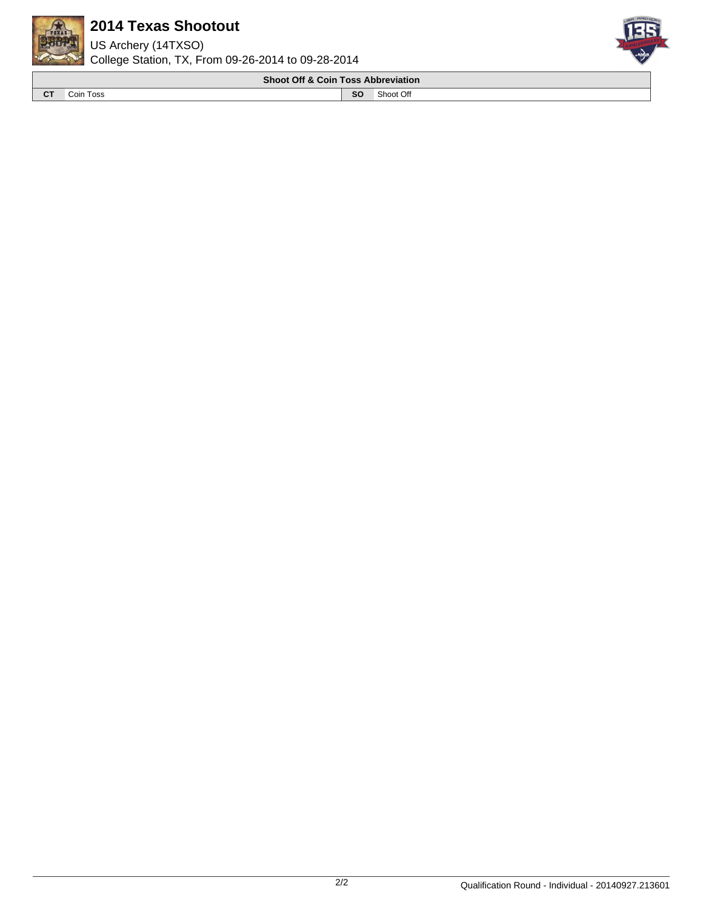# 2014 Texas Shootout

US Archery (14TXSO)

College Station, TX, From 09-26-2014 to 09-28-2014

| Shoot Off & Coin Toss Abbreviation | | | |
|---|---|---|---|
| **CT** | Coin Toss | **SO** | Shoot Off |